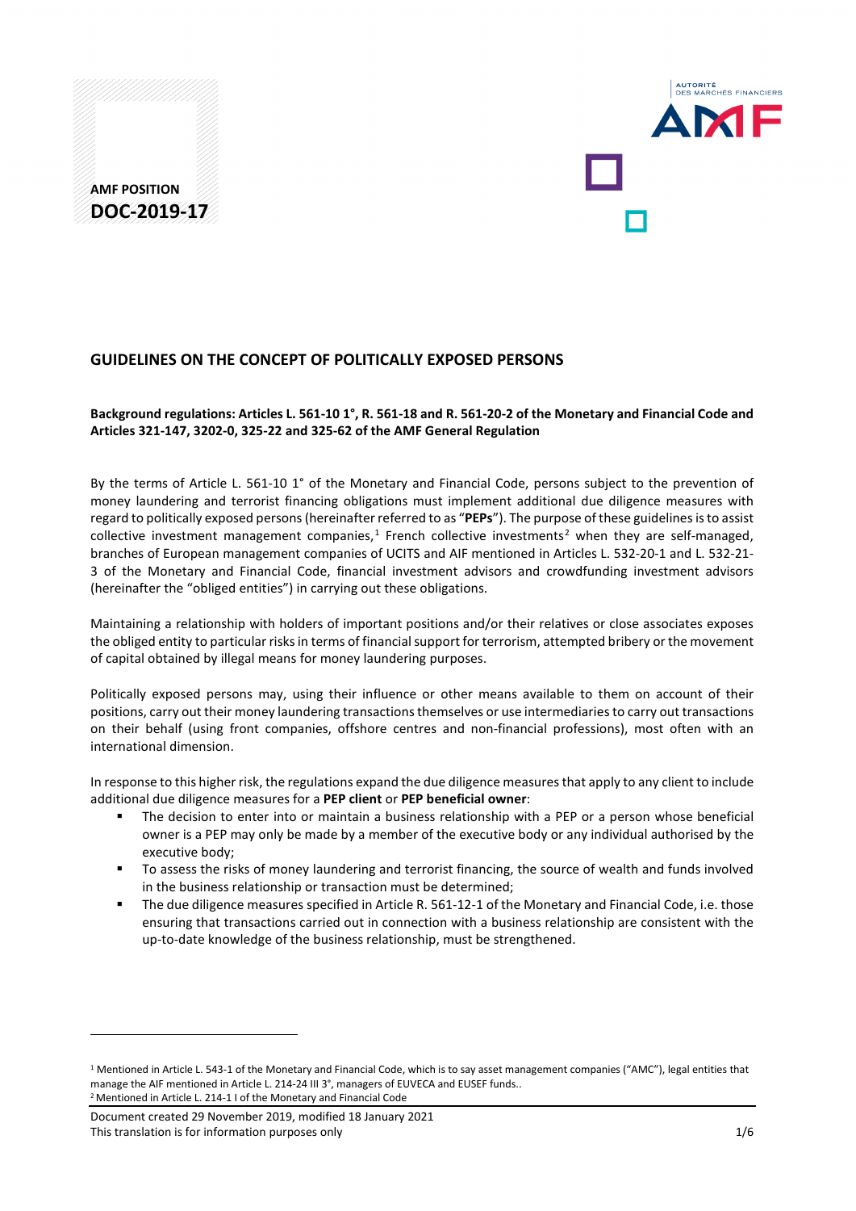AMF POSITION
**DOC-2019-17**

# GUIDELINES ON THE CONCEPT OF POLITICALLY EXPOSED PERSONS

**Background regulations: Articles L. 561-10 1°, R. 561-18 and R. 561-20-2 of the Monetary and Financial Code and Articles 321-147, 3202-0, 325-22 and 325-62 of the AMF General Regulation**

By the terms of Article L. 561-10 1° of the Monetary and Financial Code, persons subject to the prevention of money laundering and terrorist financing obligations must implement additional due diligence measures with regard to politically exposed persons (hereinafter referred to as "**PEPs**"). The purpose of these guidelines is to assist collective investment management companies,[1] French collective investments[2] when they are self-managed, branches of European management companies of UCITS and AIF mentioned in Articles L. 532-20-1 and L. 532-21-3 of the Monetary and Financial Code, financial investment advisors and crowdfunding investment advisors (hereinafter the "obliged entities") in carrying out these obligations.

Maintaining a relationship with holders of important positions and/or their relatives or close associates exposes the obliged entity to particular risks in terms of financial support for terrorism, attempted bribery or the movement of capital obtained by illegal means for money laundering purposes.

Politically exposed persons may, using their influence or other means available to them on account of their positions, carry out their money laundering transactions themselves or use intermediaries to carry out transactions on their behalf (using front companies, offshore centres and non-financial professions), most often with an international dimension.

In response to this higher risk, the regulations expand the due diligence measures that apply to any client to include additional due diligence measures for a **PEP client** or **PEP beneficial owner**:

- The decision to enter into or maintain a business relationship with a PEP or a person whose beneficial owner is a PEP may only be made by a member of the executive body or any individual authorised by the executive body;
- To assess the risks of money laundering and terrorist financing, the source of wealth and funds involved in the business relationship or transaction must be determined;
- The due diligence measures specified in Article R. 561-12-1 of the Monetary and Financial Code, i.e. those ensuring that transactions carried out in connection with a business relationship are consistent with the up-to-date knowledge of the business relationship, must be strengthened.

---

[1] Mentioned in Article L. 543-1 of the Monetary and Financial Code, which is to say asset management companies ("AMC"), legal entities that manage the AIF mentioned in Article L. 214-24 III 3°, managers of EUVECA and EUSEF funds..

[2] Mentioned in Article L. 214-1 I of the Monetary and Financial Code

Document created 29 November 2019, modified 18 January 2021
This translation is for information purposes only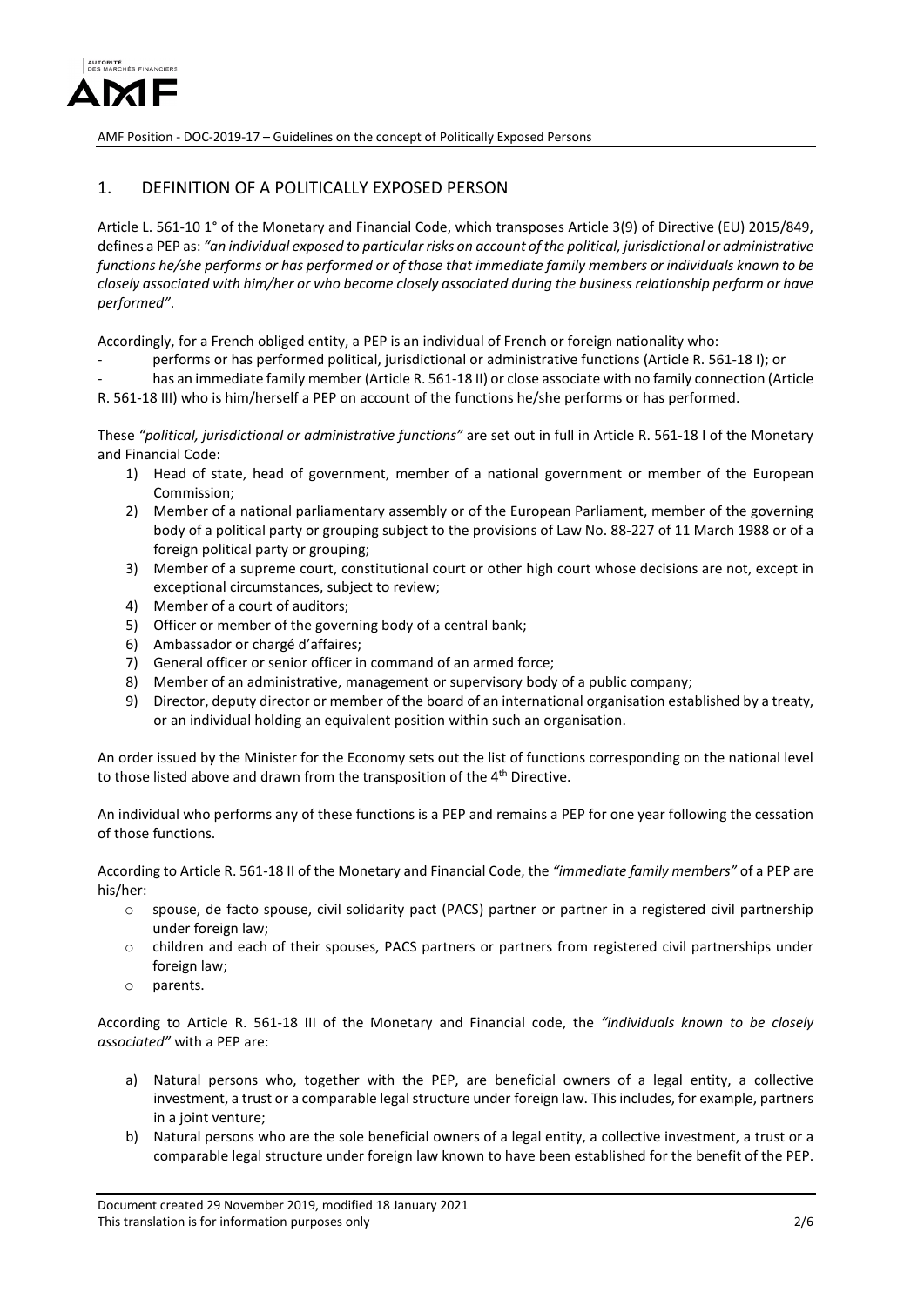## 1. DEFINITION OF A POLITICALLY EXPOSED PERSON

Article L. 561-10 1° of the Monetary and Financial Code, which transposes Article 3(9) of Directive (EU) 2015/849, defines a PEP as: *"an individual exposed to particular risks on account of the political, jurisdictional or administrative functions he/she performs or has performed or of those that immediate family members or individuals known to be closely associated with him/her or who become closely associated during the business relationship perform or have performed"*.

Accordingly, for a French obliged entity, a PEP is an individual of French or foreign nationality who:

- performs or has performed political, jurisdictional or administrative functions (Article R. 561-18 I); or
- has an immediate family member (Article R. 561-18 II) or close associate with no family connection (Article R. 561-18 III) who is him/herself a PEP on account of the functions he/she performs or has performed.

These *"political, jurisdictional or administrative functions"* are set out in full in Article R. 561-18 I of the Monetary and Financial Code:

1) Head of state, head of government, member of a national government or member of the European Commission;
2) Member of a national parliamentary assembly or of the European Parliament, member of the governing body of a political party or grouping subject to the provisions of Law No. 88-227 of 11 March 1988 or of a foreign political party or grouping;
3) Member of a supreme court, constitutional court or other high court whose decisions are not, except in exceptional circumstances, subject to review;
4) Member of a court of auditors;
5) Officer or member of the governing body of a central bank;
6) Ambassador or chargé d'affaires;
7) General officer or senior officer in command of an armed force;
8) Member of an administrative, management or supervisory body of a public company;
9) Director, deputy director or member of the board of an international organisation established by a treaty, or an individual holding an equivalent position within such an organisation.

An order issued by the Minister for the Economy sets out the list of functions corresponding on the national level to those listed above and drawn from the transposition of the 4th Directive.

An individual who performs any of these functions is a PEP and remains a PEP for one year following the cessation of those functions.

According to Article R. 561-18 II of the Monetary and Financial Code, the *"immediate family members"* of a PEP are his/her:

- spouse, de facto spouse, civil solidarity pact (PACS) partner or partner in a registered civil partnership under foreign law;
- children and each of their spouses, PACS partners or partners from registered civil partnerships under foreign law;
- parents.

According to Article R. 561-18 III of the Monetary and Financial code, the *"individuals known to be closely associated"* with a PEP are:

a) Natural persons who, together with the PEP, are beneficial owners of a legal entity, a collective investment, a trust or a comparable legal structure under foreign law. This includes, for example, partners in a joint venture;
b) Natural persons who are the sole beneficial owners of a legal entity, a collective investment, a trust or a comparable legal structure under foreign law known to have been established for the benefit of the PEP.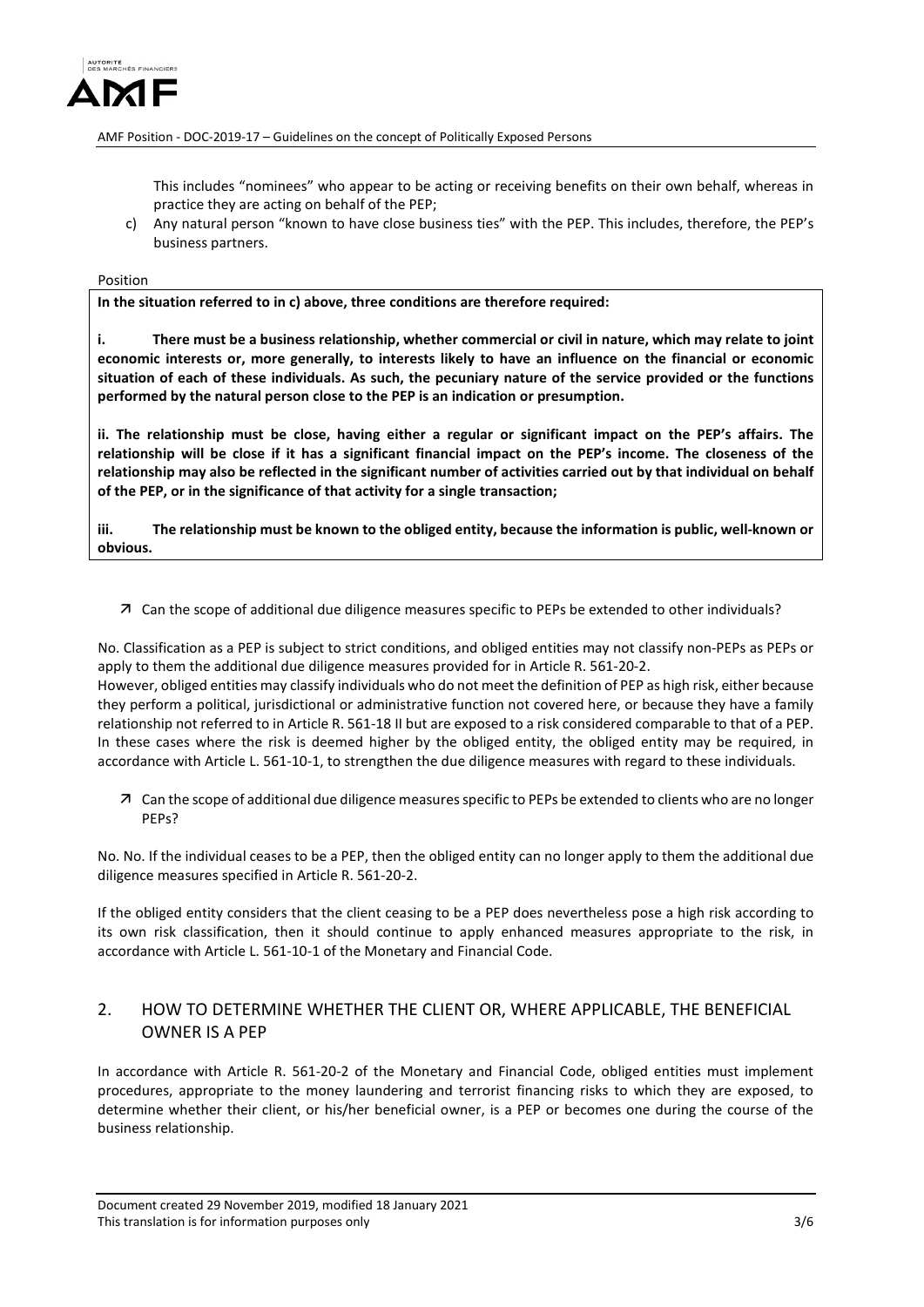This includes "nominees" who appear to be acting or receiving benefits on their own behalf, whereas in practice they are acting on behalf of the PEP;

c) Any natural person "known to have close business ties" with the PEP. This includes, therefore, the PEP's business partners.

Position

**In the situation referred to in c) above, three conditions are therefore required:**

**i. There must be a business relationship, whether commercial or civil in nature, which may relate to joint economic interests or, more generally, to interests likely to have an influence on the financial or economic situation of each of these individuals. As such, the pecuniary nature of the service provided or the functions performed by the natural person close to the PEP is an indication or presumption.**

**ii. The relationship must be close, having either a regular or significant impact on the PEP's affairs. The relationship will be close if it has a significant financial impact on the PEP's income. The closeness of the relationship may also be reflected in the significant number of activities carried out by that individual on behalf of the PEP, or in the significance of that activity for a single transaction;**

**iii. The relationship must be known to the obliged entity, because the information is public, well-known or obvious.**

↗ Can the scope of additional due diligence measures specific to PEPs be extended to other individuals?

No. Classification as a PEP is subject to strict conditions, and obliged entities may not classify non-PEPs as PEPs or apply to them the additional due diligence measures provided for in Article R. 561-20-2.

However, obliged entities may classify individuals who do not meet the definition of PEP as high risk, either because they perform a political, jurisdictional or administrative function not covered here, or because they have a family relationship not referred to in Article R. 561-18 II but are exposed to a risk considered comparable to that of a PEP. In these cases where the risk is deemed higher by the obliged entity, the obliged entity may be required, in accordance with Article L. 561-10-1, to strengthen the due diligence measures with regard to these individuals.

↗ Can the scope of additional due diligence measures specific to PEPs be extended to clients who are no longer PEPs?

No. No. If the individual ceases to be a PEP, then the obliged entity can no longer apply to them the additional due diligence measures specified in Article R. 561-20-2.

If the obliged entity considers that the client ceasing to be a PEP does nevertheless pose a high risk according to its own risk classification, then it should continue to apply enhanced measures appropriate to the risk, in accordance with Article L. 561-10-1 of the Monetary and Financial Code.

## 2. HOW TO DETERMINE WHETHER THE CLIENT OR, WHERE APPLICABLE, THE BENEFICIAL OWNER IS A PEP

In accordance with Article R. 561-20-2 of the Monetary and Financial Code, obliged entities must implement procedures, appropriate to the money laundering and terrorist financing risks to which they are exposed, to determine whether their client, or his/her beneficial owner, is a PEP or becomes one during the course of the business relationship.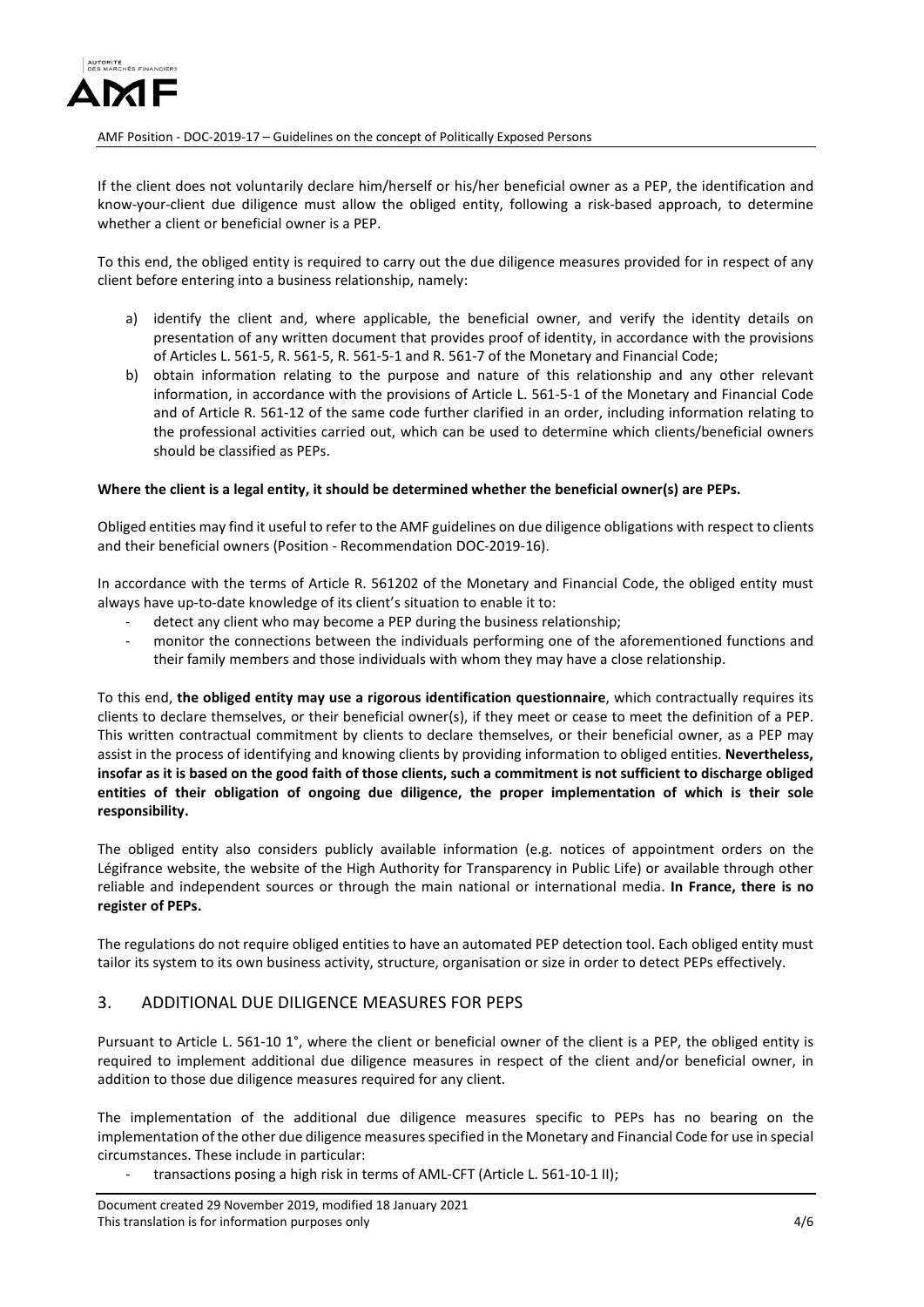If the client does not voluntarily declare him/herself or his/her beneficial owner as a PEP, the identification and know-your-client due diligence must allow the obliged entity, following a risk-based approach, to determine whether a client or beneficial owner is a PEP.

To this end, the obliged entity is required to carry out the due diligence measures provided for in respect of any client before entering into a business relationship, namely:

a) identify the client and, where applicable, the beneficial owner, and verify the identity details on presentation of any written document that provides proof of identity, in accordance with the provisions of Articles L. 561-5, R. 561-5, R. 561-5-1 and R. 561-7 of the Monetary and Financial Code;
b) obtain information relating to the purpose and nature of this relationship and any other relevant information, in accordance with the provisions of Article L. 561-5-1 of the Monetary and Financial Code and of Article R. 561-12 of the same code further clarified in an order, including information relating to the professional activities carried out, which can be used to determine which clients/beneficial owners should be classified as PEPs.

**Where the client is a legal entity, it should be determined whether the beneficial owner(s) are PEPs.**

Obliged entities may find it useful to refer to the AMF guidelines on due diligence obligations with respect to clients and their beneficial owners (Position - Recommendation DOC-2019-16).

In accordance with the terms of Article R. 561202 of the Monetary and Financial Code, the obliged entity must always have up-to-date knowledge of its client's situation to enable it to:

- detect any client who may become a PEP during the business relationship;
- monitor the connections between the individuals performing one of the aforementioned functions and their family members and those individuals with whom they may have a close relationship.

To this end, **the obliged entity may use a rigorous identification questionnaire**, which contractually requires its clients to declare themselves, or their beneficial owner(s), if they meet or cease to meet the definition of a PEP. This written contractual commitment by clients to declare themselves, or their beneficial owner, as a PEP may assist in the process of identifying and knowing clients by providing information to obliged entities. **Nevertheless, insofar as it is based on the good faith of those clients, such a commitment is not sufficient to discharge obliged entities of their obligation of ongoing due diligence, the proper implementation of which is their sole responsibility.**

The obliged entity also considers publicly available information (e.g. notices of appointment orders on the Légifrance website, the website of the High Authority for Transparency in Public Life) or available through other reliable and independent sources or through the main national or international media. **In France, there is no register of PEPs.**

The regulations do not require obliged entities to have an automated PEP detection tool. Each obliged entity must tailor its system to its own business activity, structure, organisation or size in order to detect PEPs effectively.

## 3. ADDITIONAL DUE DILIGENCE MEASURES FOR PEPS

Pursuant to Article L. 561-10 1°, where the client or beneficial owner of the client is a PEP, the obliged entity is required to implement additional due diligence measures in respect of the client and/or beneficial owner, in addition to those due diligence measures required for any client.

The implementation of the additional due diligence measures specific to PEPs has no bearing on the implementation of the other due diligence measures specified in the Monetary and Financial Code for use in special circumstances. These include in particular:

- transactions posing a high risk in terms of AML-CFT (Article L. 561-10-1 II);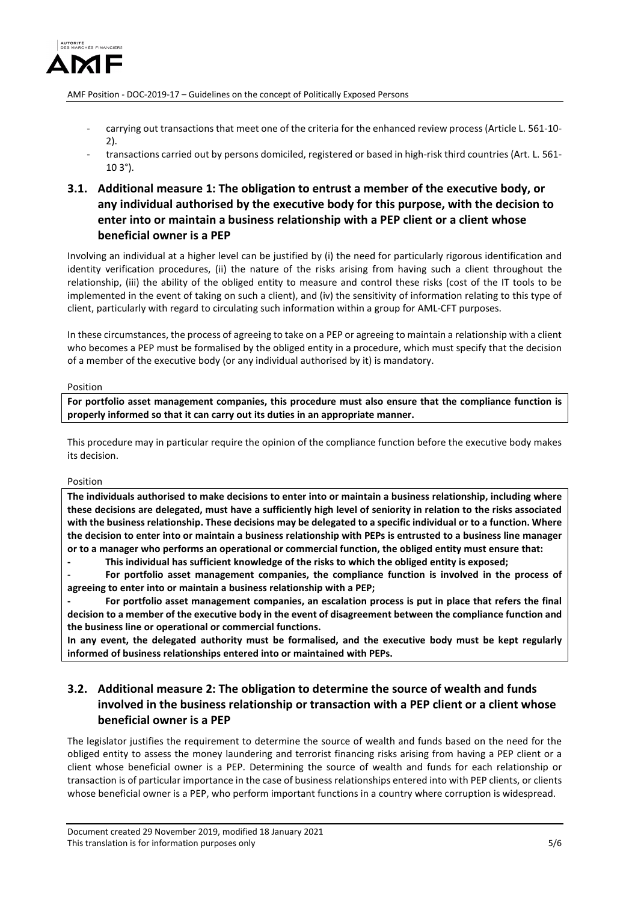- carrying out transactions that meet one of the criteria for the enhanced review process (Article L. 561-10-2).
- transactions carried out by persons domiciled, registered or based in high-risk third countries (Art. L. 561-10 3°).

## 3.1. Additional measure 1: The obligation to entrust a member of the executive body, or any individual authorised by the executive body for this purpose, with the decision to enter into or maintain a business relationship with a PEP client or a client whose beneficial owner is a PEP

Involving an individual at a higher level can be justified by (i) the need for particularly rigorous identification and identity verification procedures, (ii) the nature of the risks arising from having such a client throughout the relationship, (iii) the ability of the obliged entity to measure and control these risks (cost of the IT tools to be implemented in the event of taking on such a client), and (iv) the sensitivity of information relating to this type of client, particularly with regard to circulating such information within a group for AML-CFT purposes.

In these circumstances, the process of agreeing to take on a PEP or agreeing to maintain a relationship with a client who becomes a PEP must be formalised by the obliged entity in a procedure, which must specify that the decision of a member of the executive body (or any individual authorised by it) is mandatory.

Position

**For portfolio asset management companies, this procedure must also ensure that the compliance function is properly informed so that it can carry out its duties in an appropriate manner.**

This procedure may in particular require the opinion of the compliance function before the executive body makes its decision.

Position

**The individuals authorised to make decisions to enter into or maintain a business relationship, including where these decisions are delegated, must have a sufficiently high level of seniority in relation to the risks associated with the business relationship. These decisions may be delegated to a specific individual or to a function. Where the decision to enter into or maintain a business relationship with PEPs is entrusted to a business line manager or to a manager who performs an operational or commercial function, the obliged entity must ensure that:**

- **This individual has sufficient knowledge of the risks to which the obliged entity is exposed;**
- **For portfolio asset management companies, the compliance function is involved in the process of agreeing to enter into or maintain a business relationship with a PEP;**
- **For portfolio asset management companies, an escalation process is put in place that refers the final decision to a member of the executive body in the event of disagreement between the compliance function and the business line or operational or commercial functions.**

**In any event, the delegated authority must be formalised, and the executive body must be kept regularly informed of business relationships entered into or maintained with PEPs.**

## 3.2. Additional measure 2: The obligation to determine the source of wealth and funds involved in the business relationship or transaction with a PEP client or a client whose beneficial owner is a PEP

The legislator justifies the requirement to determine the source of wealth and funds based on the need for the obliged entity to assess the money laundering and terrorist financing risks arising from having a PEP client or a client whose beneficial owner is a PEP. Determining the source of wealth and funds for each relationship or transaction is of particular importance in the case of business relationships entered into with PEP clients, or clients whose beneficial owner is a PEP, who perform important functions in a country where corruption is widespread.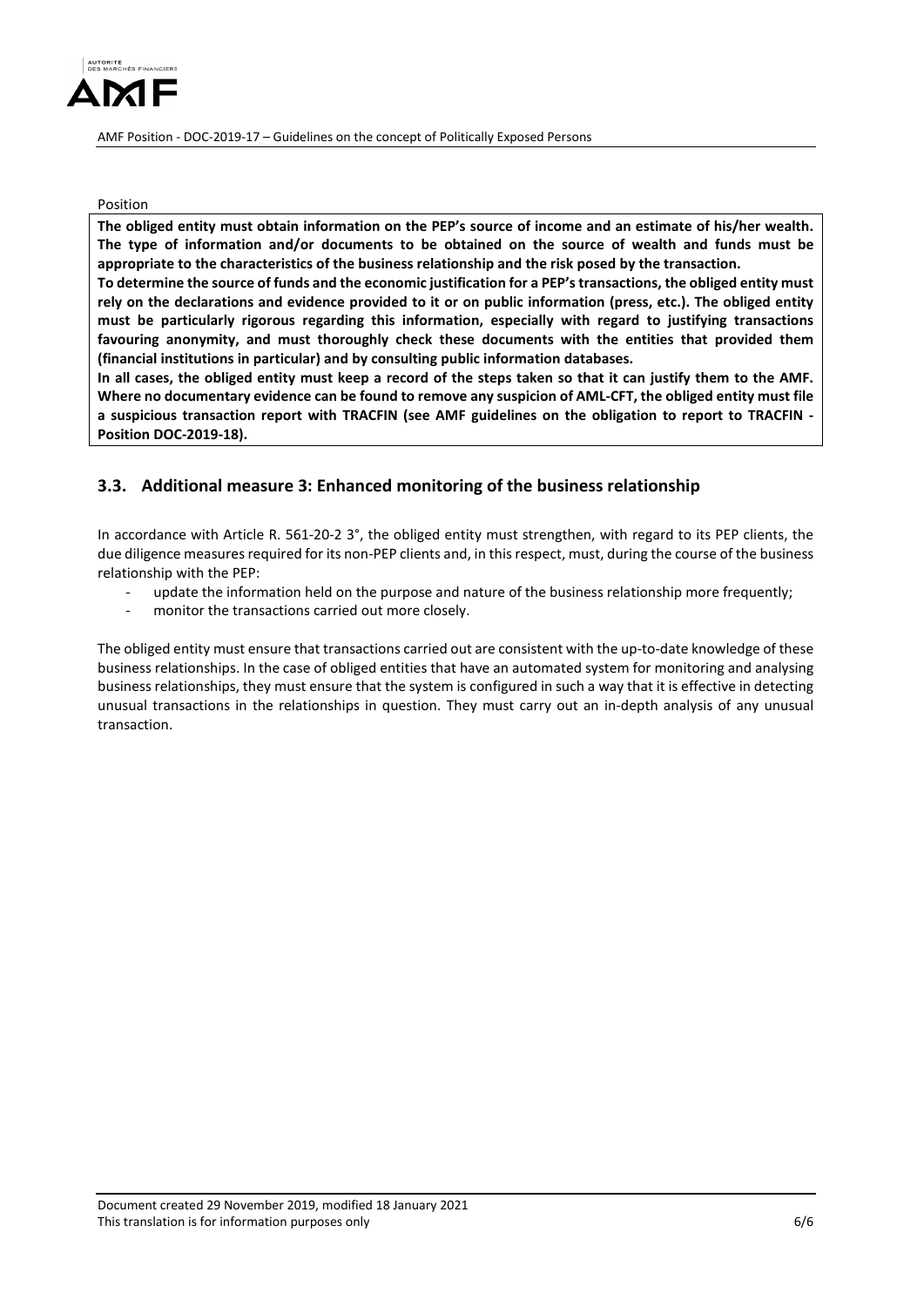Position

**The obliged entity must obtain information on the PEP's source of income and an estimate of his/her wealth. The type of information and/or documents to be obtained on the source of wealth and funds must be appropriate to the characteristics of the business relationship and the risk posed by the transaction.**

**To determine the source of funds and the economic justification for a PEP's transactions, the obliged entity must rely on the declarations and evidence provided to it or on public information (press, etc.). The obliged entity must be particularly rigorous regarding this information, especially with regard to justifying transactions favouring anonymity, and must thoroughly check these documents with the entities that provided them (financial institutions in particular) and by consulting public information databases.**

**In all cases, the obliged entity must keep a record of the steps taken so that it can justify them to the AMF. Where no documentary evidence can be found to remove any suspicion of AML-CFT, the obliged entity must file a suspicious transaction report with TRACFIN (see AMF guidelines on the obligation to report to TRACFIN - Position DOC-2019-18).**

## 3.3. Additional measure 3: Enhanced monitoring of the business relationship

In accordance with Article R. 561-20-2 3°, the obliged entity must strengthen, with regard to its PEP clients, the due diligence measures required for its non-PEP clients and, in this respect, must, during the course of the business relationship with the PEP:

- update the information held on the purpose and nature of the business relationship more frequently;
- monitor the transactions carried out more closely.

The obliged entity must ensure that transactions carried out are consistent with the up-to-date knowledge of these business relationships. In the case of obliged entities that have an automated system for monitoring and analysing business relationships, they must ensure that the system is configured in such a way that it is effective in detecting unusual transactions in the relationships in question. They must carry out an in-depth analysis of any unusual transaction.